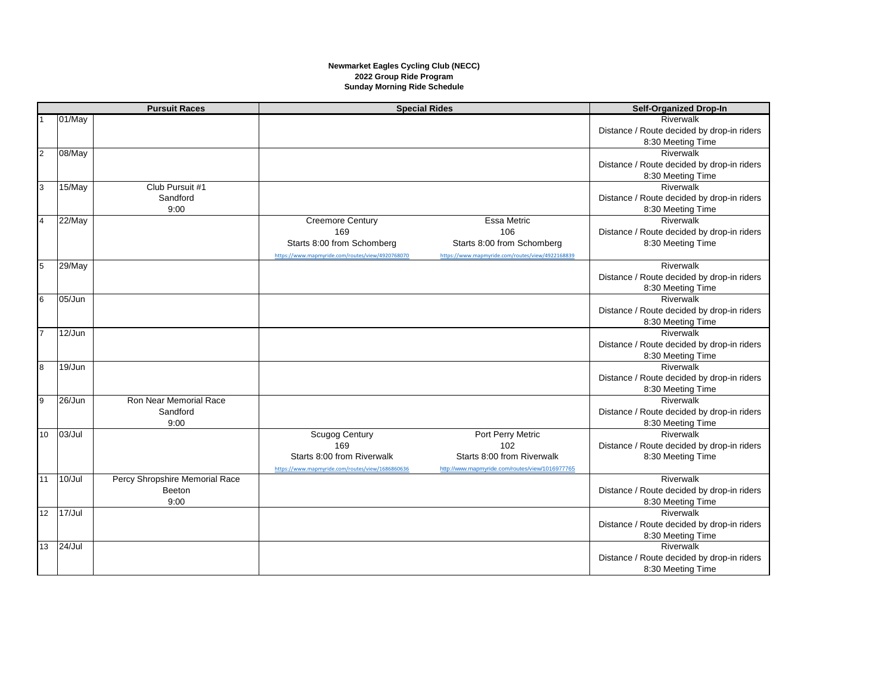**Newmarket Eagles Cycling Club (NECC)**
**2022 Group Ride Program**
**Sunday Morning Ride Schedule**

| # | Date | Pursuit Races | Special Rides | | Self-Organized Drop-In |
|---|---|---|---|---|---|
| 1 | 01/May | | | | Riverwalk<br>Distance / Route decided by drop-in riders<br>8:30 Meeting Time |
| 2 | 08/May | | | | Riverwalk<br>Distance / Route decided by drop-in riders<br>8:30 Meeting Time |
| 3 | 15/May | Club Pursuit #1<br>Sandford<br>9:00 | | | Riverwalk<br>Distance / Route decided by drop-in riders<br>8:30 Meeting Time |
| 4 | 22/May | | Creemore Century<br>169<br>Starts 8:00 from Schomberg<br>https://www.mapmyride.com/routes/view/4920768070 | Essa Metric<br>106<br>Starts 8:00 from Schomberg<br>https://www.mapmyride.com/routes/view/4922168839 | Riverwalk<br>Distance / Route decided by drop-in riders<br>8:30 Meeting Time |
| 5 | 29/May | | | | Riverwalk<br>Distance / Route decided by drop-in riders<br>8:30 Meeting Time |
| 6 | 05/Jun | | | | Riverwalk<br>Distance / Route decided by drop-in riders<br>8:30 Meeting Time |
| 7 | 12/Jun | | | | Riverwalk<br>Distance / Route decided by drop-in riders<br>8:30 Meeting Time |
| 8 | 19/Jun | | | | Riverwalk<br>Distance / Route decided by drop-in riders<br>8:30 Meeting Time |
| 9 | 26/Jun | Ron Near Memorial Race<br>Sandford<br>9:00 | | | Riverwalk<br>Distance / Route decided by drop-in riders<br>8:30 Meeting Time |
| 10 | 03/Jul | | Scugog Century<br>169<br>Starts 8:00 from Riverwalk<br>https://www.mapmyride.com/routes/view/1686860636 | Port Perry Metric<br>102<br>Starts 8:00 from Riverwalk<br>http://www.mapmyride.com/routes/view/1016977765 | Riverwalk<br>Distance / Route decided by drop-in riders<br>8:30 Meeting Time |
| 11 | 10/Jul | Percy Shropshire Memorial Race<br>Beeton<br>9:00 | | | Riverwalk<br>Distance / Route decided by drop-in riders<br>8:30 Meeting Time |
| 12 | 17/Jul | | | | Riverwalk<br>Distance / Route decided by drop-in riders<br>8:30 Meeting Time |
| 13 | 24/Jul | | | | Riverwalk<br>Distance / Route decided by drop-in riders<br>8:30 Meeting Time |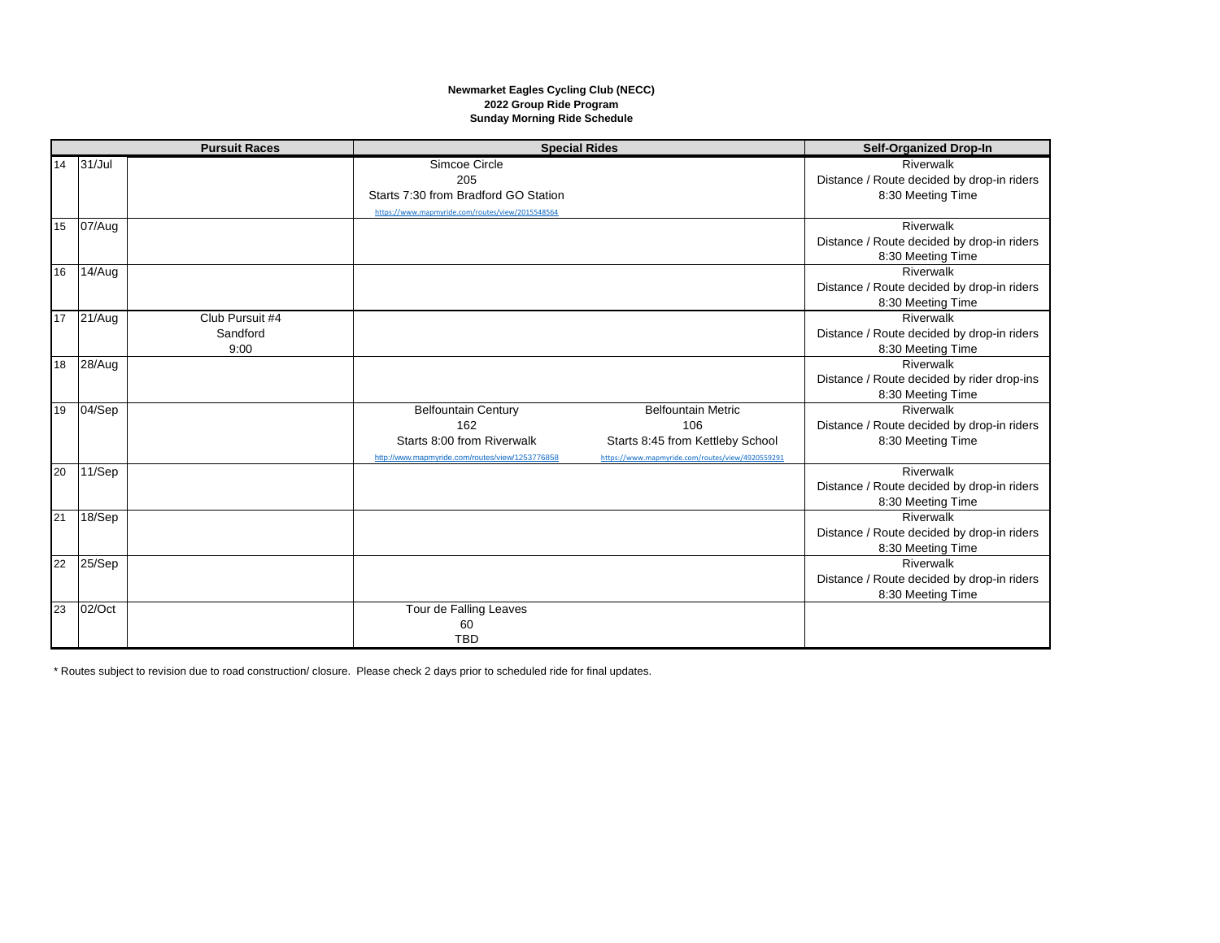**Newmarket Eagles Cycling Club (NECC)**
**2022 Group Ride Program**
**Sunday Morning Ride Schedule**

| | | Pursuit Races | Special Rides | | Self-Organized Drop-In |
|---|---|---|---|---|---|
| 14 | 31/Jul | | Simcoe Circle<br>205<br>Starts 7:30 from Bradford GO Station<br>https://www.mapmyride.com/routes/view/2015548564 | | Riverwalk<br>Distance / Route decided by drop-in riders<br>8:30 Meeting Time |
| 15 | 07/Aug | | | | Riverwalk<br>Distance / Route decided by drop-in riders<br>8:30 Meeting Time |
| 16 | 14/Aug | | | | Riverwalk<br>Distance / Route decided by drop-in riders<br>8:30 Meeting Time |
| 17 | 21/Aug | Club Pursuit #4<br>Sandford<br>9:00 | | | Riverwalk<br>Distance / Route decided by drop-in riders<br>8:30 Meeting Time |
| 18 | 28/Aug | | | | Riverwalk<br>Distance / Route decided by rider drop-ins<br>8:30 Meeting Time |
| 19 | 04/Sep | | Belfountain Century<br>162<br>Starts 8:00 from Riverwalk<br>http://www.mapmyride.com/routes/view/1253776858 | Belfountain Metric<br>106<br>Starts 8:45 from Kettleby School<br>https://www.mapmyride.com/routes/view/4920559291 | Riverwalk<br>Distance / Route decided by drop-in riders<br>8:30 Meeting Time |
| 20 | 11/Sep | | | | Riverwalk<br>Distance / Route decided by drop-in riders<br>8:30 Meeting Time |
| 21 | 18/Sep | | | | Riverwalk<br>Distance / Route decided by drop-in riders<br>8:30 Meeting Time |
| 22 | 25/Sep | | | | Riverwalk<br>Distance / Route decided by drop-in riders<br>8:30 Meeting Time |
| 23 | 02/Oct | | Tour de Falling Leaves<br>60<br>TBD | | |

* Routes subject to revision due to road construction/ closure. Please check 2 days prior to scheduled ride for final updates.